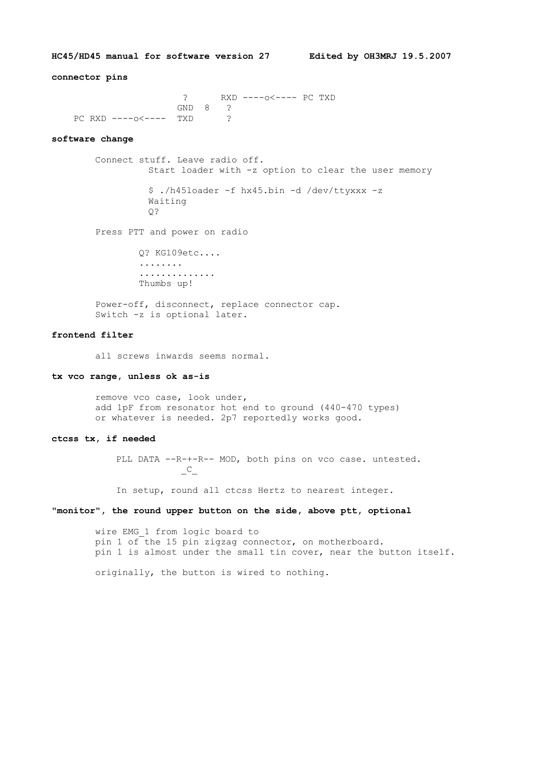**HC45/HD45 manual for software version 27 Edited by OH3MRJ 19.5.2007**

**connector pins**

```
                     ?      RXD ----o<---- PC TXD
                    GND  8   ?
    PC RXD ----o<----  TXD      ?
```

**software change**

Connect stuff. Leave radio off.
Start loader with -z option to clear the user memory

```
$ ./h45loader -f hx45.bin -d /dev/ttyxxx -z
Waiting
Q?
```

Press PTT and power on radio

```
Q? KG109etc....
........
.............
Thumbs up!
```

Power-off, disconnect, replace connector cap.
Switch -z is optional later.

**frontend filter**

all screws inwards seems normal.

**tx vco range, unless ok as-is**

remove vco case, look under,
add 1pF from resonator hot end to ground (440-470 types)
or whatever is needed. 2p7 reportedly works good.

**ctcss tx, if needed**

```
PLL DATA --R-+-R-- MOD, both pins on vco case. untested.
            _C_
```

In setup, round all ctcss Hertz to nearest integer.

**"monitor", the round upper button on the side, above ptt, optional**

wire EMG_1 from logic board to
pin 1 of the 15 pin zigzag connector, on motherboard.
pin 1 is almost under the small tin cover, near the button itself.

originally, the button is wired to nothing.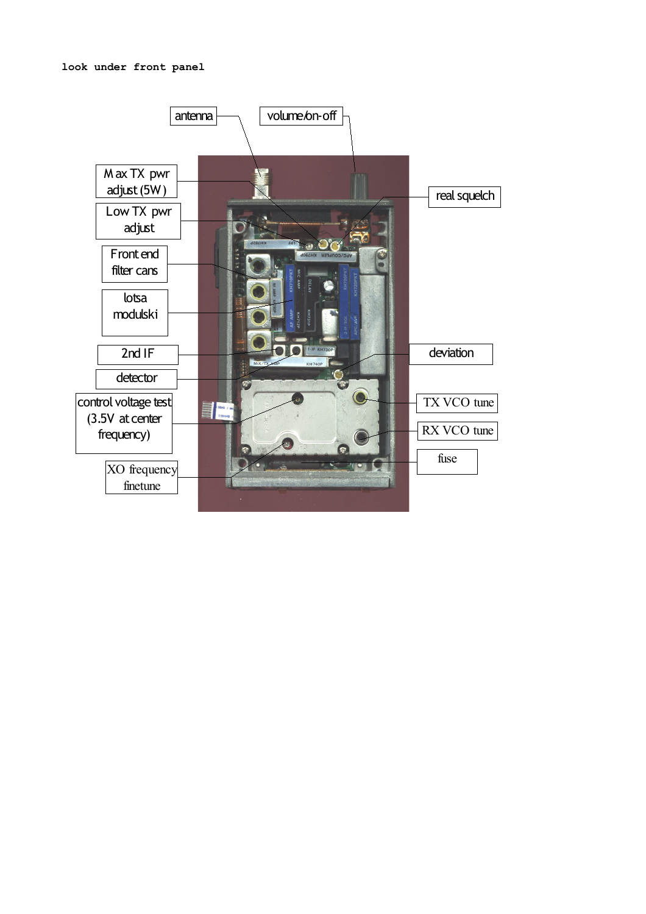look under front panel

antenna

volume/on-off

Max TX pwr adjust (5W)

Low TX pwr adjust

real squelch

Front end filter cans

lotsa modulski

2nd IF

deviation

detector

control voltage test (3.5V at center frequency)

TX VCO tune

RX VCO tune

fuse

XO frequency finetune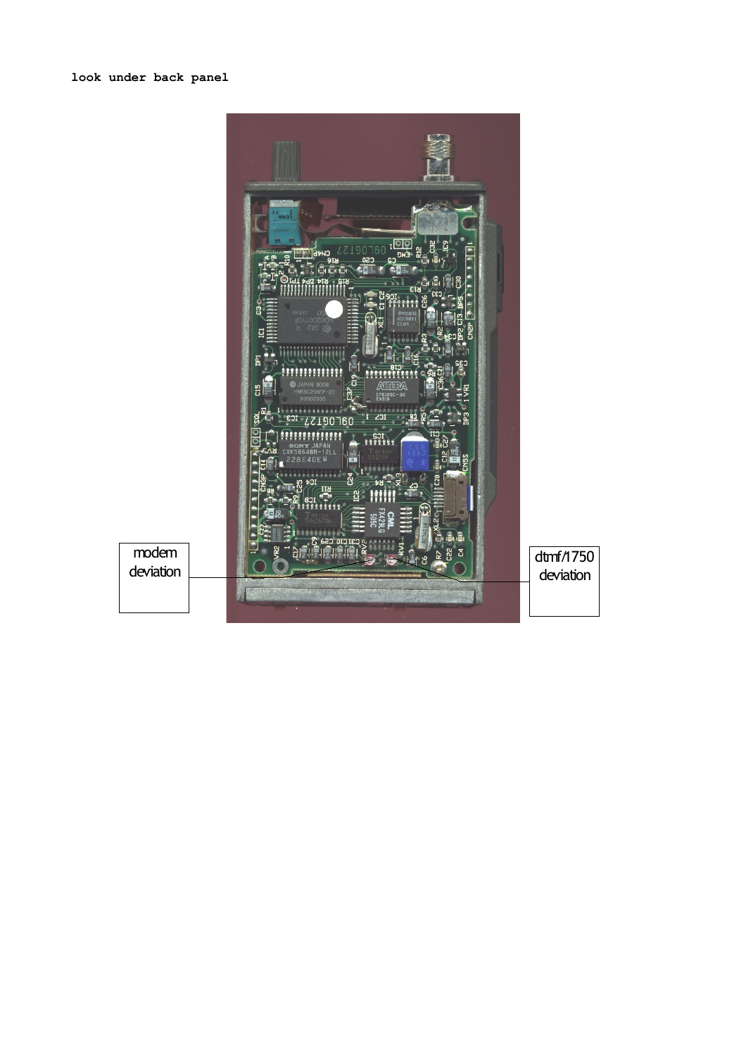**look under back panel**

modem deviation

dtmf/1750 deviation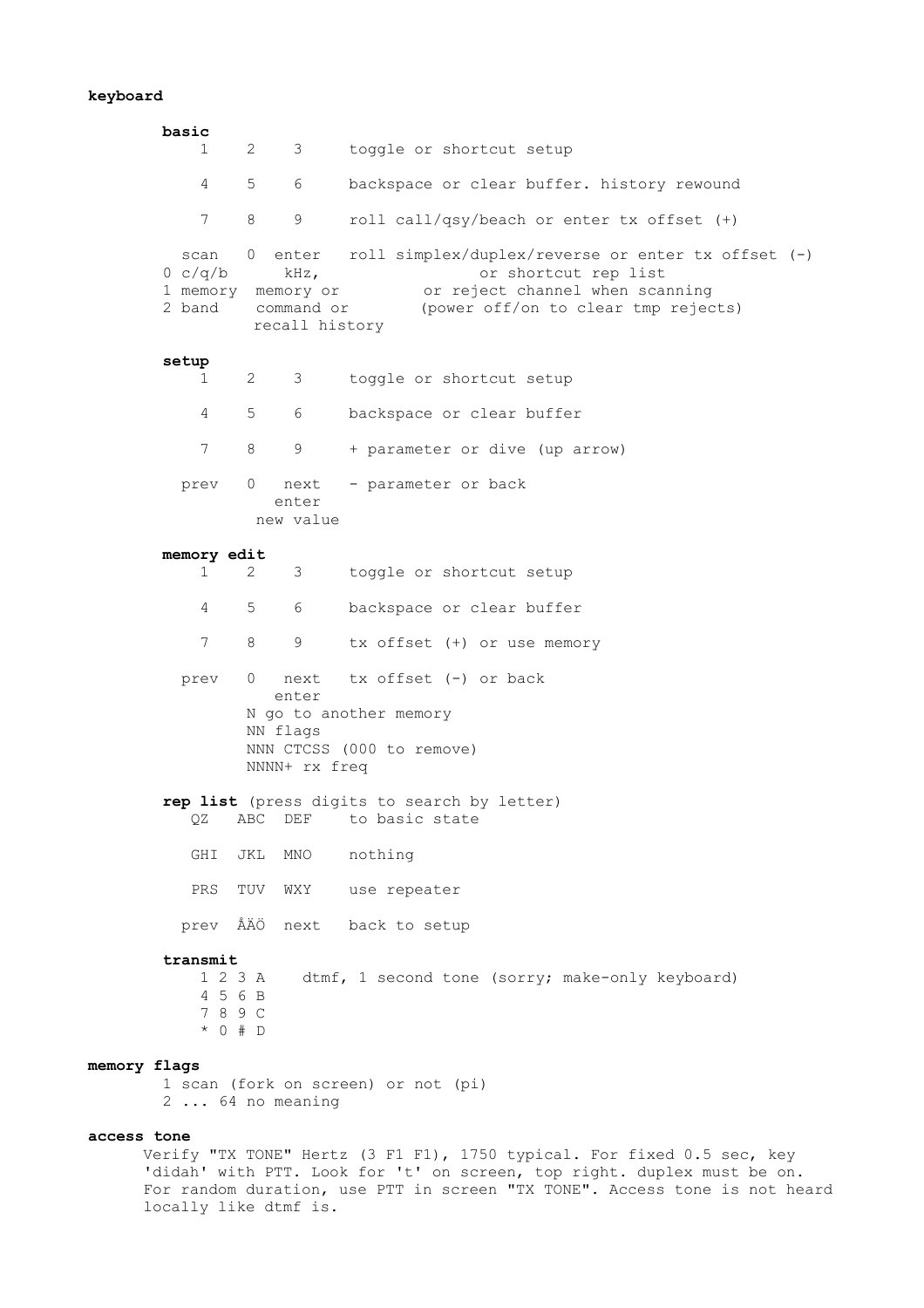**keyboard**

**basic**

```
    1    2    3     toggle or shortcut setup

    4    5    6     backspace or clear buffer. history rewound

    7    8    9     roll call/qsy/beach or enter tx offset (+)

  scan   0  enter   roll simplex/duplex/reverse or enter tx offset (-)
0 c/q/b      kHz,                 or shortcut rep list
1 memory  memory or         or reject channel when scanning
2 band    command or        (power off/on to clear tmp rejects)
          recall history
```

**setup**

```
    1    2    3     toggle or shortcut setup

    4    5    6     backspace or clear buffer

    7    8    9     + parameter or dive (up arrow)

  prev   0   next   - parameter or back
            enter
          new value
```

**memory edit**

```
    1    2    3     toggle or shortcut setup

    4    5    6     backspace or clear buffer

    7    8    9     tx offset (+) or use memory

  prev   0   next   tx offset (-) or back
            enter
         N go to another memory
         NN flags
         NNN CTCSS (000 to remove)
         NNNN+ rx freq
```

**rep list** (press digits to search by letter)

```
   QZ   ABC  DEF    to basic state

   GHI  JKL  MNO    nothing

   PRS  TUV  WXY    use repeater

  prev  ÅÄÖ  next   back to setup
```

**transmit**

```
    1 2 3 A    dtmf, 1 second tone (sorry; make-only keyboard)
    4 5 6 B
    7 8 9 C
    * 0 # D
```

**memory flags**

1 scan (fork on screen) or not (pi)
2 ... 64 no meaning

**access tone**

Verify "TX TONE" Hertz (3 F1 F1), 1750 typical. For fixed 0.5 sec, key 'didah' with PTT. Look for 't' on screen, top right. duplex must be on. For random duration, use PTT in screen "TX TONE". Access tone is not heard locally like dtmf is.